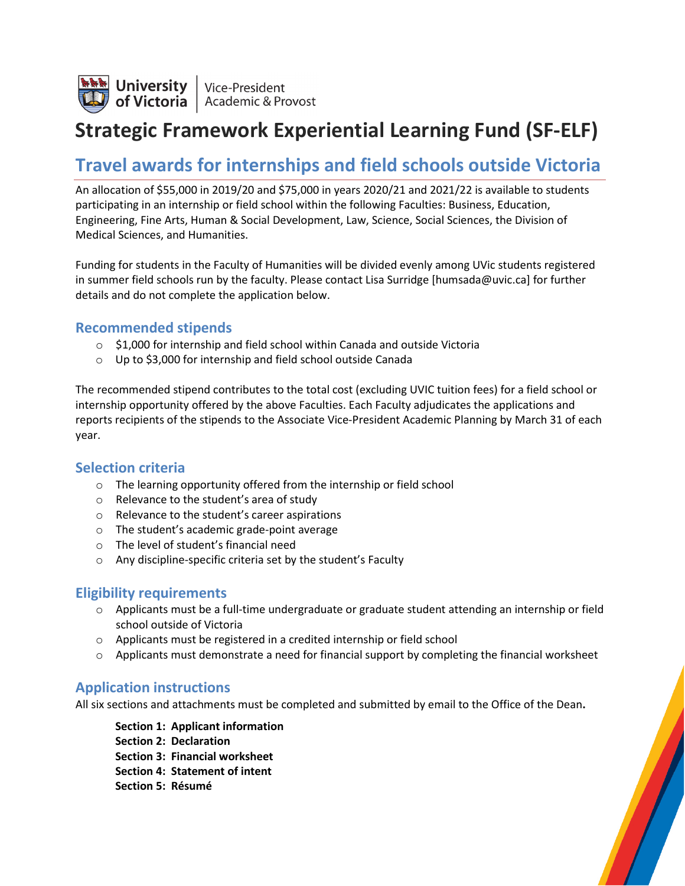University of Victoria | Vice-President Academic & Provost

# Strategic Framework Experiential Learning Fund (SF-ELF)

## Travel awards for internships and field schools outside Victoria

An allocation of $55,000 in 2019/20 and $75,000 in years 2020/21 and 2021/22 is available to students participating in an internship or field school within the following Faculties: Business, Education, Engineering, Fine Arts, Human & Social Development, Law, Science, Social Sciences, the Division of Medical Sciences, and Humanities.

Funding for students in the Faculty of Humanities will be divided evenly among UVic students registered in summer field schools run by the faculty. Please contact Lisa Surridge [humsada@uvic.ca] for further details and do not complete the application below.

### Recommended stipends

- $1,000 for internship and field school within Canada and outside Victoria
- Up to $3,000 for internship and field school outside Canada

The recommended stipend contributes to the total cost (excluding UVIC tuition fees) for a field school or internship opportunity offered by the above Faculties. Each Faculty adjudicates the applications and reports recipients of the stipends to the Associate Vice-President Academic Planning by March 31 of each year.

### Selection criteria

- The learning opportunity offered from the internship or field school
- Relevance to the student's area of study
- Relevance to the student's career aspirations
- The student's academic grade-point average
- The level of student's financial need
- Any discipline-specific criteria set by the student's Faculty

### Eligibility requirements

- Applicants must be a full-time undergraduate or graduate student attending an internship or field school outside of Victoria
- Applicants must be registered in a credited internship or field school
- Applicants must demonstrate a need for financial support by completing the financial worksheet

### Application instructions

All six sections and attachments must be completed and submitted by email to the Office of the Dean**.**

**Section 1: Applicant information**
**Section 2: Declaration**
**Section 3: Financial worksheet**
**Section 4: Statement of intent**
**Section 5: Résumé**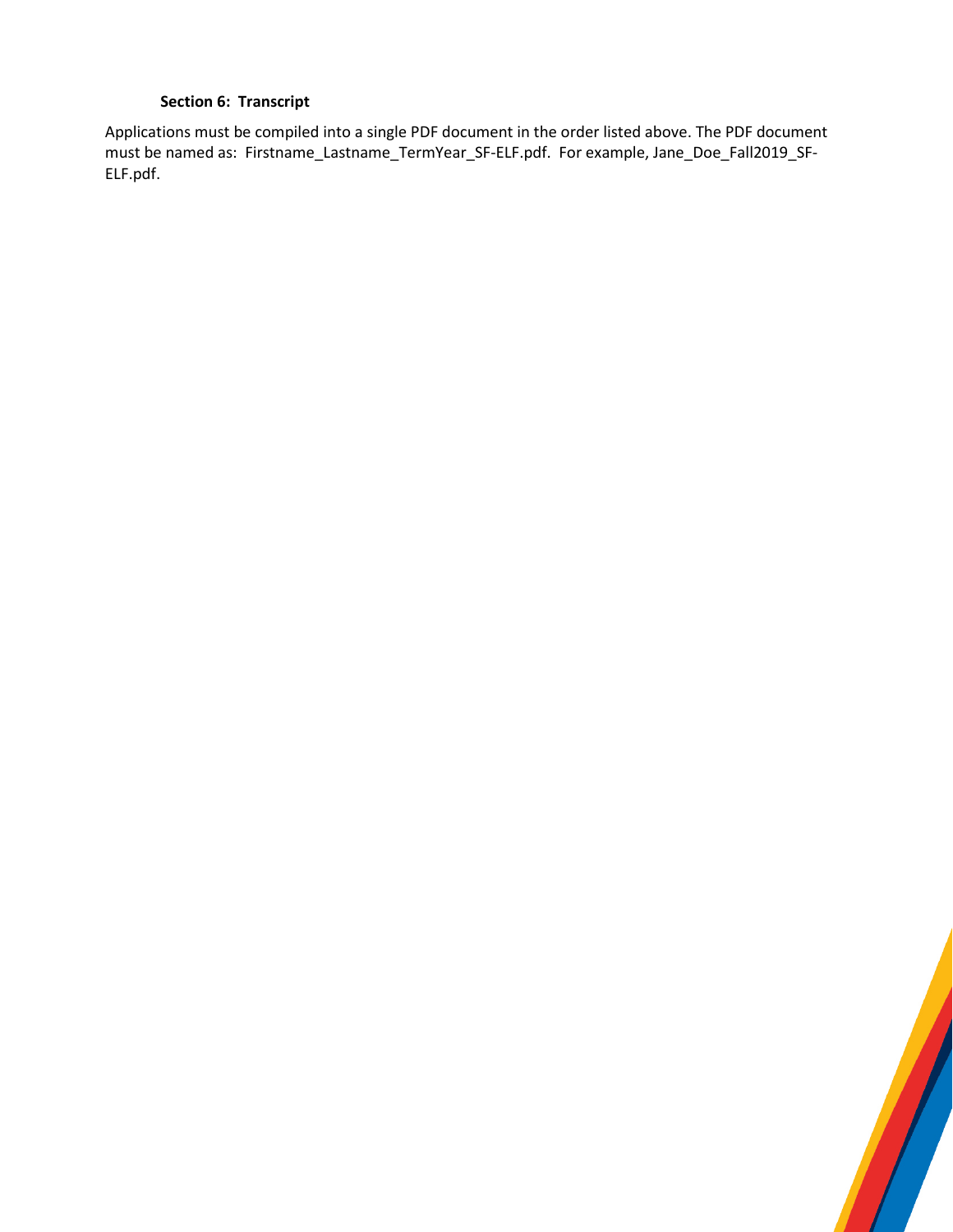**Section 6: Transcript**

Applications must be compiled into a single PDF document in the order listed above. The PDF document must be named as: Firstname_Lastname_TermYear_SF-ELF.pdf. For example, Jane_Doe_Fall2019_SF-ELF.pdf.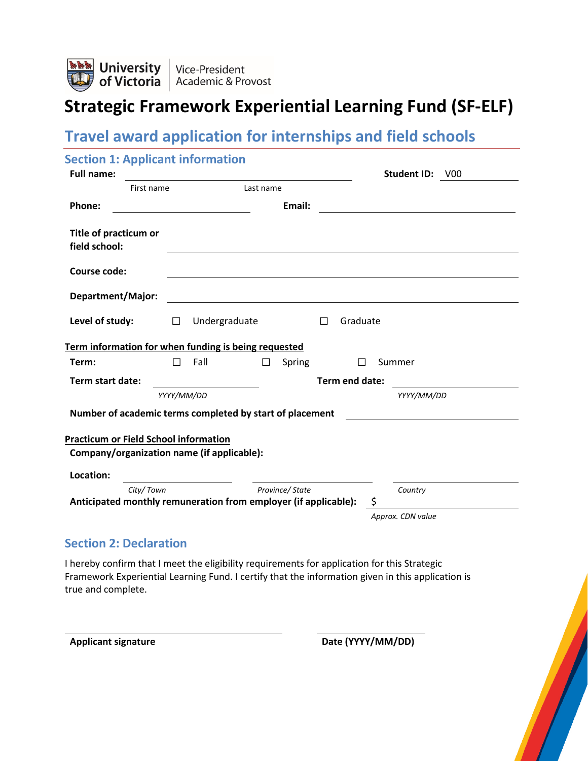University of Victoria | Vice-President Academic & Provost

# Strategic Framework Experiential Learning Fund (SF-ELF)

## Travel award application for internships and field schools

### Section 1: Applicant information

**Full name:** ______________________________ **Student ID:** V00________

First name Last name

**Phone:** ____________________ **Email:** ______________________________

**Title of practicum or field school:** ______________________________

**Course code:** ______________________________

**Department/Major:** ______________________________

**Level of study:** ☐ Undergraduate ☐ Graduate

**Term information for when funding is being requested**

**Term:** ☐ Fall ☐ Spring ☐ Summer

**Term start date:** ____________ **Term end date:** ____________

*YYYY/MM/DD* *YYYY/MM/DD*

**Number of academic terms completed by start of placement** ____________

**Practicum or Field School information**

**Company/organization name (if applicable):**

**Location:** ____________ ____________ ____________

*City/ Town* *Province/ State* *Country*

**Anticipated monthly remuneration from employer (if applicable):** $____________

*Approx. CDN value*

### Section 2: Declaration

I hereby confirm that I meet the eligibility requirements for application for this Strategic Framework Experiential Learning Fund. I certify that the information given in this application is true and complete.

______________________________ ____________________

**Applicant signature** **Date (YYYY/MM/DD)**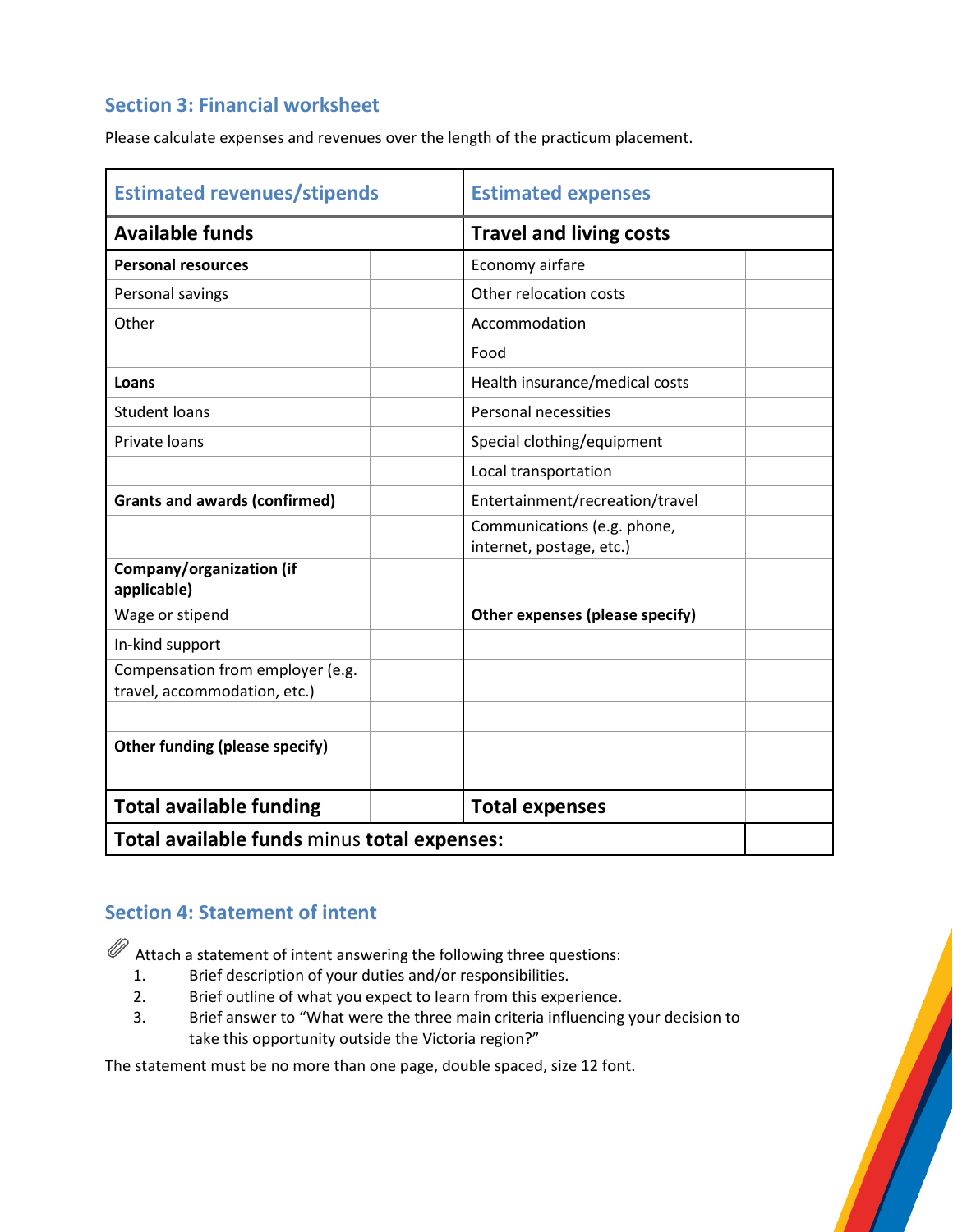## Section 3: Financial worksheet

Please calculate expenses and revenues over the length of the practicum placement.

| Estimated revenues/stipends | | Estimated expenses | |
|---|---|---|---|
| **Available funds** | | **Travel and living costs** | |
| **Personal resources** | | Economy airfare | |
| Personal savings | | Other relocation costs | |
| Other | | Accommodation | |
| | | Food | |
| **Loans** | | Health insurance/medical costs | |
| Student loans | | Personal necessities | |
| Private loans | | Special clothing/equipment | |
| | | Local transportation | |
| **Grants and awards (confirmed)** | | Entertainment/recreation/travel | |
| | | Communications (e.g. phone, internet, postage, etc.) | |
| **Company/organization (if applicable)** | | | |
| Wage or stipend | | **Other expenses (please specify)** | |
| In-kind support | | | |
| Compensation from employer (e.g. travel, accommodation, etc.) | | | |
| | | | |
| **Other funding (please specify)** | | | |
| | | | |
| **Total available funding** | | **Total expenses** | |
| **Total available funds** minus **total expenses:** | | | |

## Section 4: Statement of intent

Attach a statement of intent answering the following three questions:

1. Brief description of your duties and/or responsibilities.
2. Brief outline of what you expect to learn from this experience.
3. Brief answer to "What were the three main criteria influencing your decision to take this opportunity outside the Victoria region?"

The statement must be no more than one page, double spaced, size 12 font.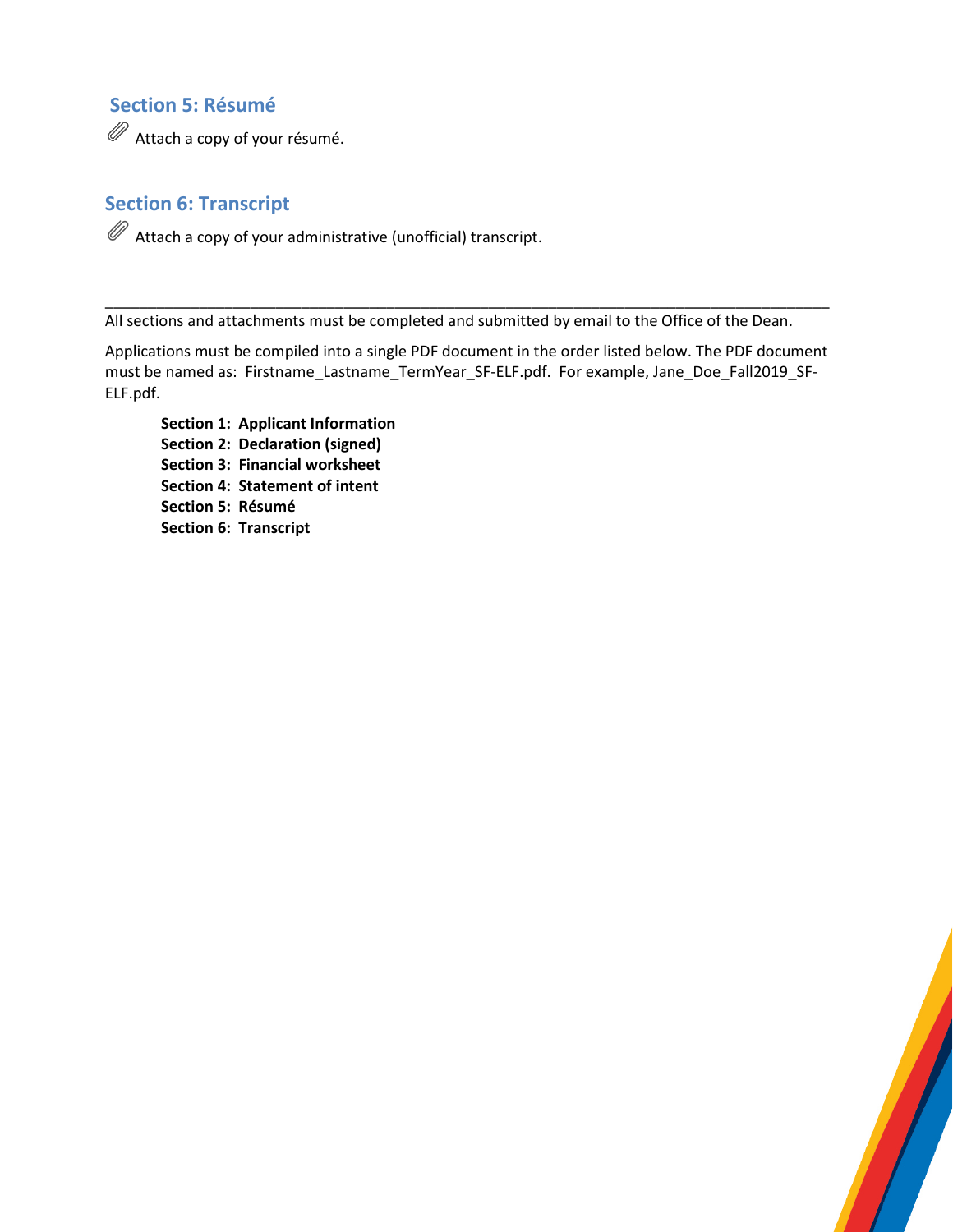## Section 5: Résumé

Attach a copy of your résumé.

## Section 6: Transcript

Attach a copy of your administrative (unofficial) transcript.

---

All sections and attachments must be completed and submitted by email to the Office of the Dean.

Applications must be compiled into a single PDF document in the order listed below. The PDF document must be named as: Firstname_Lastname_TermYear_SF-ELF.pdf. For example, Jane_Doe_Fall2019_SF-ELF.pdf.

**Section 1: Applicant Information**
**Section 2: Declaration (signed)**
**Section 3: Financial worksheet**
**Section 4: Statement of intent**
**Section 5: Résumé**
**Section 6: Transcript**